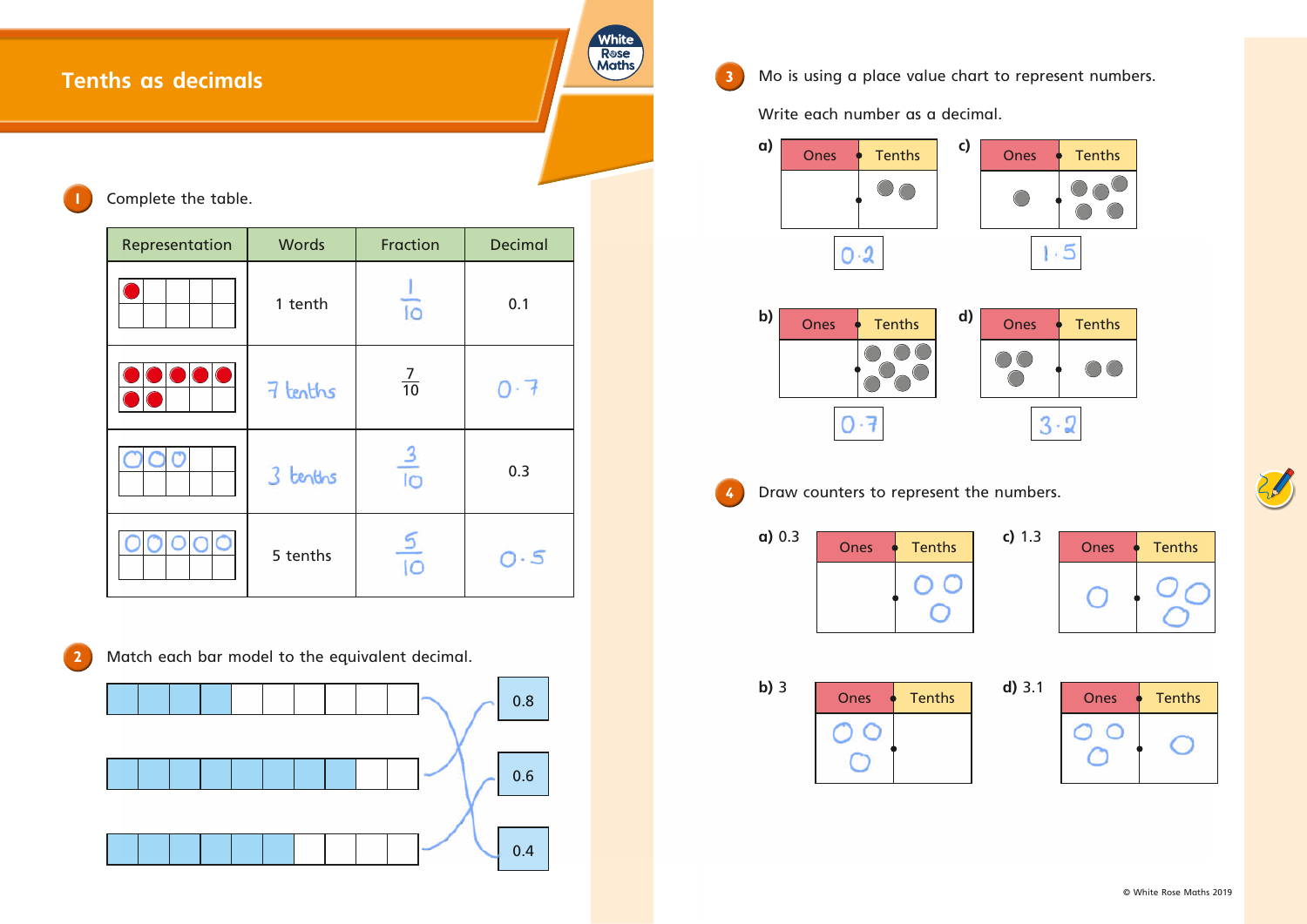# Tenths as decimals

**1** Complete the table.

| Representation | Words | Fraction | Decimal |
|---|---|---|---|
| | 1 tenth | $\frac{1}{10}$ | 0.1 |
| | 7 tenths | $\frac{7}{10}$ | 0.7 |
| | 3 tenths | $\frac{3}{10}$ | 0.3 |
| | 5 tenths | $\frac{5}{10}$ | 0.5 |

**2** Match each bar model to the equivalent decimal.

0.8

0.6

0.4

**3** Mo is using a place value chart to represent numbers.

Write each number as a decimal.

a) | Ones | Tenths | — 0.2

b) | Ones | Tenths | — 0.7

c) | Ones | Tenths | — 1.5

d) | Ones | Tenths | — 3.2

**4** Draw counters to represent the numbers.

a) 0.3 | Ones | Tenths |

b) 3 | Ones | Tenths |

c) 1.3 | Ones | Tenths |

d) 3.1 | Ones | Tenths |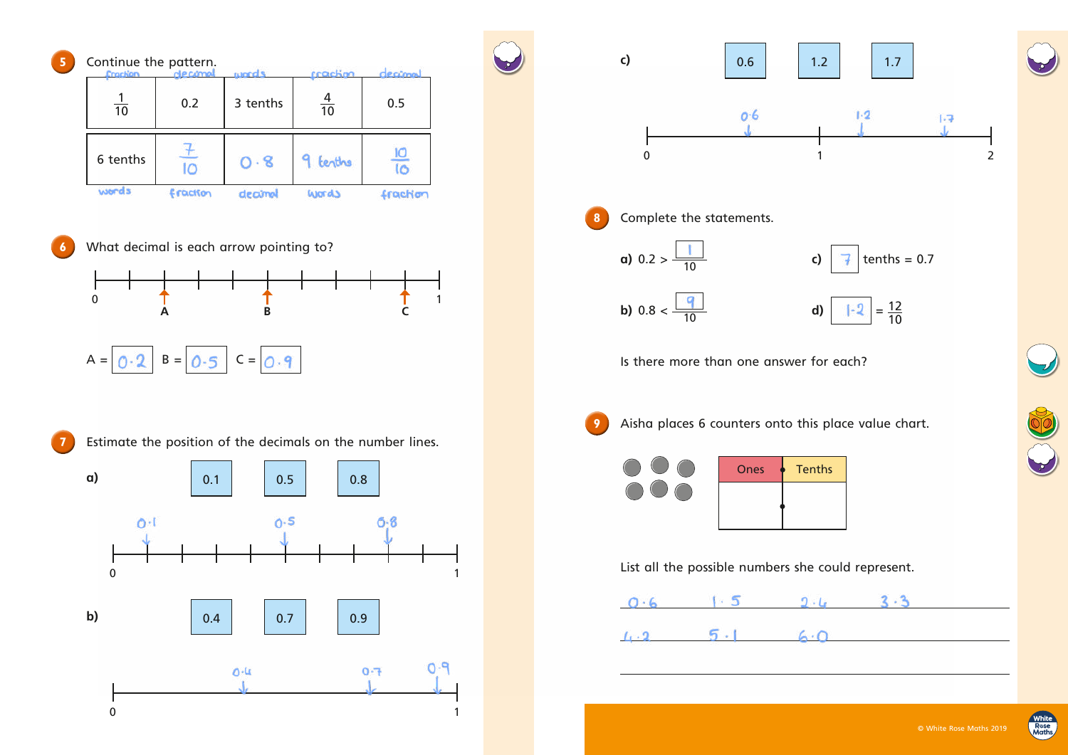**5** Continue the pattern.

| fraction | decimal | words | fraction | decimal |
|---|---|---|---|---|
| $\frac{1}{10}$ | 0.2 | 3 tenths | $\frac{4}{10}$ | 0.5 |
| 6 tenths | $\frac{7}{10}$ | 0.8 | 9 tenths | $\frac{10}{10}$ |
| words | fraction | decimal | words | fraction |

**6** What decimal is each arrow pointing to?

0 A B C 1

A = 0.2 B = 0.5 C = 0.9

**7** Estimate the position of the decimals on the number lines.

**a)** 0.1 0.5 0.8

0.1 0.5 0.8

0 1

**b)** 0.4 0.7 0.9

0.4 0.7 0.9

0 1

**c)** 0.6 1.2 1.7

0.6 1.2 1.7

0 1 2

**8** Complete the statements.

**a)** $0.2 > \frac{1}{10}$

**b)** $0.8 < \frac{9}{10}$

**c)** 7 tenths = 0.7

**d)** $1.2 = \frac{12}{10}$

Is there more than one answer for each?

**9** Aisha places 6 counters onto this place value chart.

| Ones | Tenths |
|---|---|
| | |

List all the possible numbers she could represent.

0.6 1.5 2.4 3.3

4.2 5.1 6.0